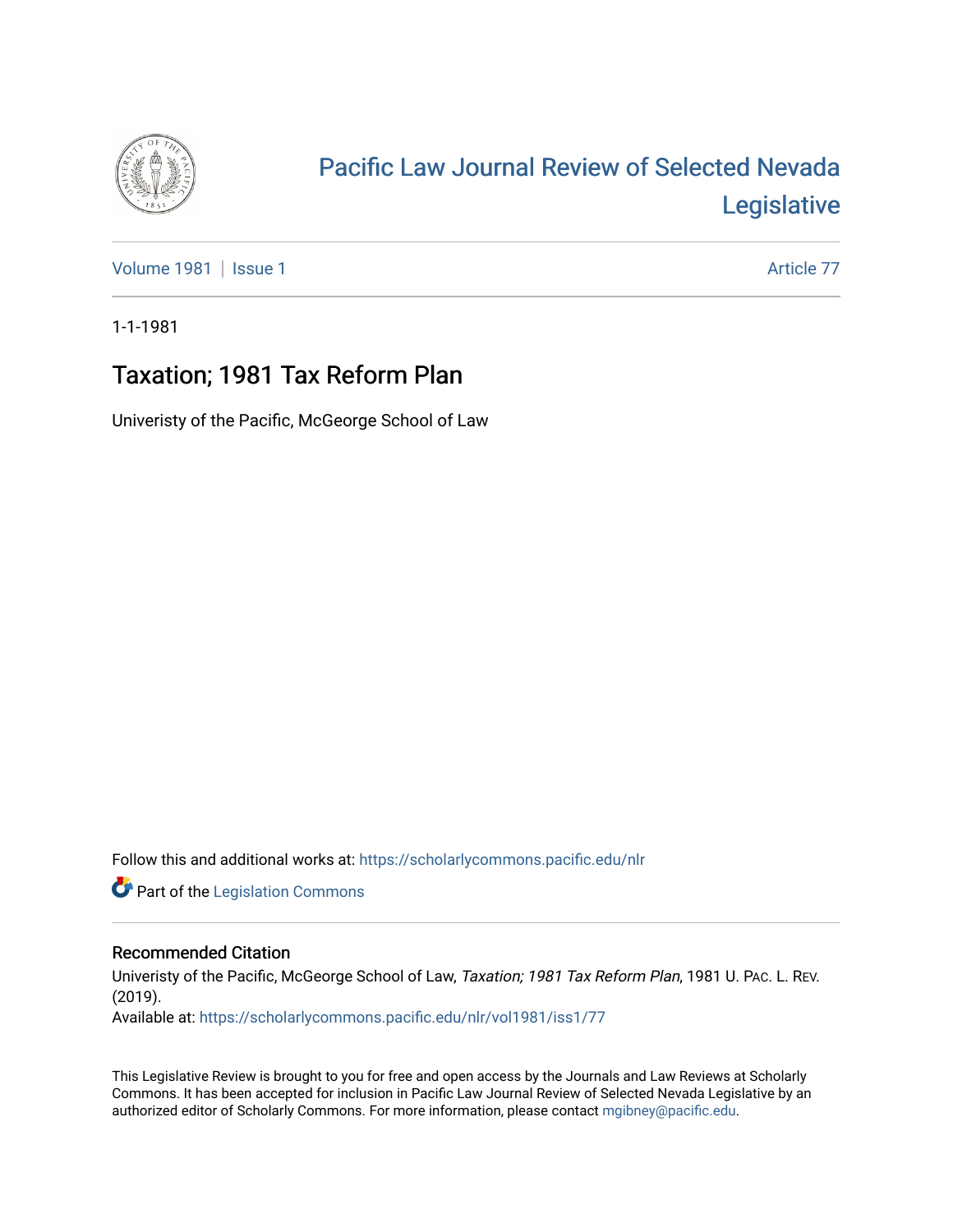# Pacific Law Journal Review of Selected Nevada Legislative

Volume 1981 | Issue 1 Article 77

1-1-1981

## Taxation; 1981 Tax Reform Plan

Univeristy of the Pacific, McGeorge School of Law

Follow this and additional works at: https://scholarlycommons.pacific.edu/nlr

Part of the Legislation Commons

### Recommended Citation

Univeristy of the Pacific, McGeorge School of Law, *Taxation; 1981 Tax Reform Plan*, 1981 U. PAC. L. REV. (2019).

Available at: https://scholarlycommons.pacific.edu/nlr/vol1981/iss1/77

This Legislative Review is brought to you for free and open access by the Journals and Law Reviews at Scholarly Commons. It has been accepted for inclusion in Pacific Law Journal Review of Selected Nevada Legislative by an authorized editor of Scholarly Commons. For more information, please contact mgibney@pacific.edu.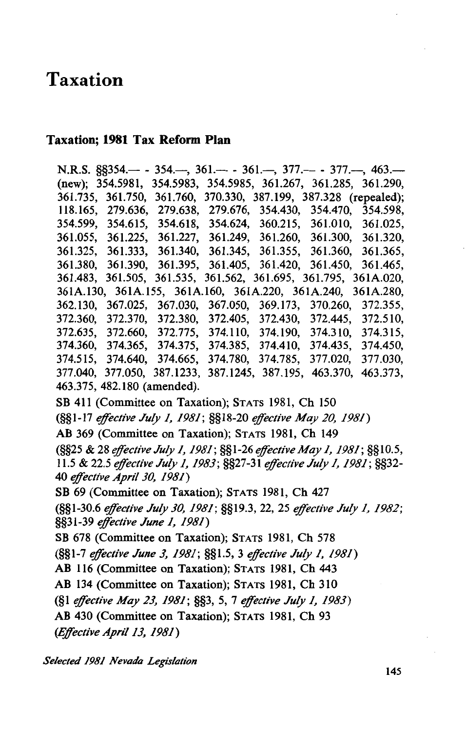# Taxation

## Taxation; 1981 Tax Reform Plan

N.R.S. §§354.— - 354.—, 361.— - 361.—, 377.— - 377.—, 463.— (new); 354.5981, 354.5983, 354.5985, 361.267, 361.285, 361.290, 361.735, 361.750, 361.760, 370.330, 387.199, 387.328 (repealed); 118.165, 279.636, 279.638, 279.676, 354.430, 354.470, 354.598, 354.599, 354.615, 354.618, 354.624, 360.215, 361.010, 361.025, 361.055, 361.225, 361.227, 361.249, 361.260, 361.300, 361.320, 361.325, 361.333, 361.340, 361.345, 361.355, 361.360, 361.365, 361.380, 361.390, 361.395, 361.405, 361.420, 361.450, 361.465, 361.483, 361.505, 361.535, 361.562, 361.695, 361.795, 361A.020, 361A.130, 361A.155, 361A.160, 361A.220, 361A.240, 361A.280, 362.130, 367.025, 367.030, 367.050, 369.173, 370.260, 372.355, 372.360, 372.370, 372.380, 372.405, 372.430, 372.445, 372.510, 372.635, 372.660, 372.775, 374.110, 374.190, 374.310, 374.315, 374.360, 374.365, 374.375, 374.385, 374.410, 374.435, 374.450, 374.515, 374.640, 374.665, 374.780, 374.785, 377.020, 377.030, 377.040, 377.050, 387.1233, 387.1245, 387.195, 463.370, 463.373, 463.375, 482.180 (amended).

SB 411 (Committee on Taxation); STATS 1981, Ch 150
(§§1-17 *effective July 1, 1981*; §§18-20 *effective May 20, 1981*)

AB 369 (Committee on Taxation); STATS 1981, Ch 149
(§§25 & 28 *effective July 1, 1981*; §§1-26 *effective May 1, 1981*; §§10.5, 11.5 & 22.5 *effective July 1, 1983*; §§27-31 *effective July 1, 1981*; §§32-40 *effective April 30, 1981*)

SB 69 (Committee on Taxation); STATS 1981, Ch 427
(§§1-30.6 *effective July 30, 1981*; §§19.3, 22, 25 *effective July 1, 1982*; §§31-39 *effective June 1, 1981*)

SB 678 (Committee on Taxation); STATS 1981, Ch 578
(§§1-7 *effective June 3, 1981*; §§1.5, 3 *effective July 1, 1981*)

AB 116 (Committee on Taxation); STATS 1981, Ch 443

AB 134 (Committee on Taxation); STATS 1981, Ch 310
(§1 *effective May 23, 1981*; §§3, 5, 7 *effective July 1, 1983*)

AB 430 (Committee on Taxation); STATS 1981, Ch 93
(*Effective April 13, 1981*)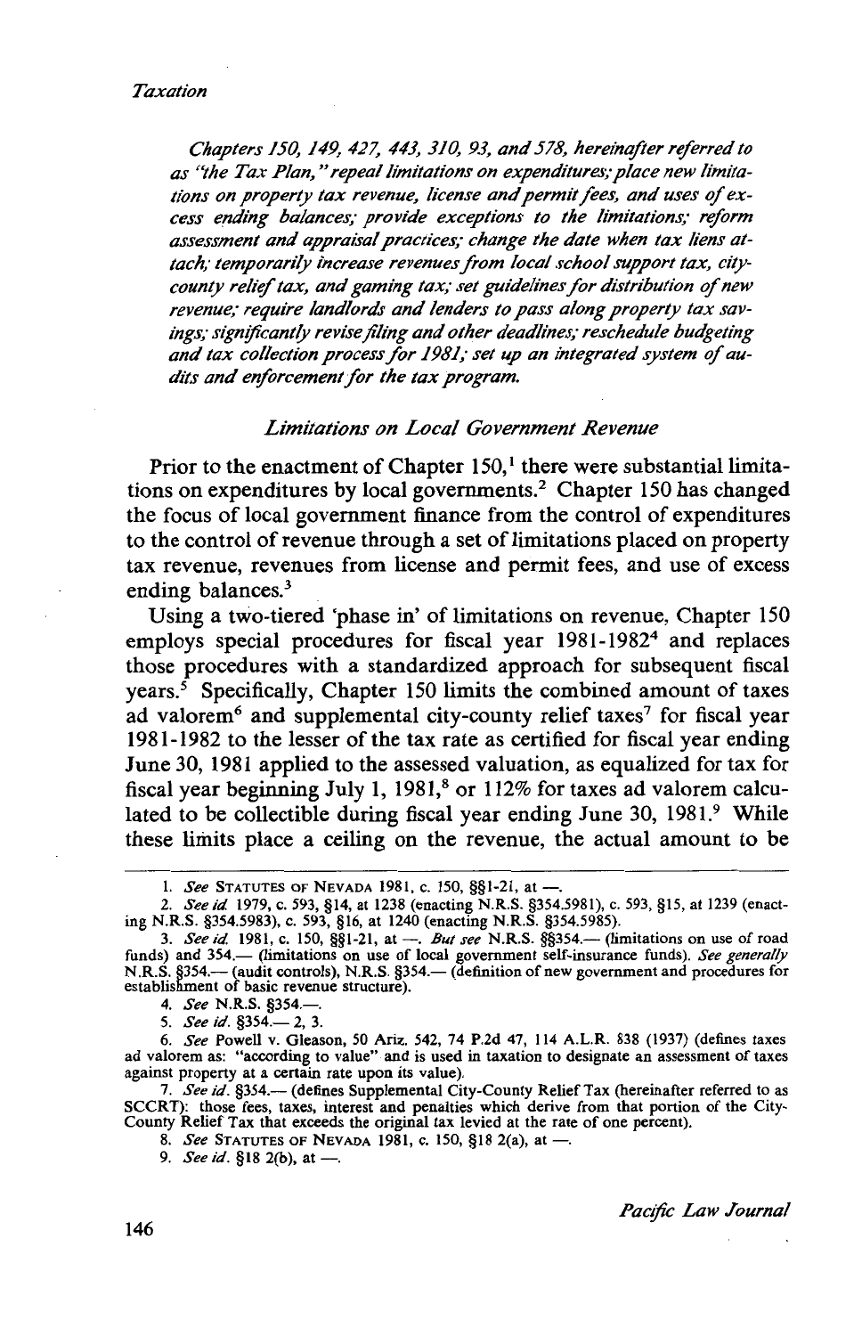*Chapters 150, 149, 427, 443, 310, 93, and 578, hereinafter referred to as "the Tax Plan," repeal limitations on expenditures; place new limitations on property tax revenue, license and permit fees, and uses of excess ending balances; provide exceptions to the limitations; reform assessment and appraisal practices; change the date when tax liens attach; temporarily increase revenues from local school support tax, city-county relief tax, and gaming tax; set guidelines for distribution of new revenue; require landlords and lenders to pass along property tax savings; significantly revise filing and other deadlines; reschedule budgeting and tax collection process for 1981; set up an integrated system of audits and enforcement for the tax program.*

### *Limitations on Local Government Revenue*

Prior to the enactment of Chapter 150,[1] there were substantial limitations on expenditures by local governments.[2] Chapter 150 has changed the focus of local government finance from the control of expenditures to the control of revenue through a set of limitations placed on property tax revenue, revenues from license and permit fees, and use of excess ending balances.[3]

Using a two-tiered 'phase in' of limitations on revenue, Chapter 150 employs special procedures for fiscal year 1981-1982[4] and replaces those procedures with a standardized approach for subsequent fiscal years.[5] Specifically, Chapter 150 limits the combined amount of taxes ad valorem[6] and supplemental city-county relief taxes[7] for fiscal year 1981-1982 to the lesser of the tax rate as certified for fiscal year ending June 30, 1981 applied to the assessed valuation, as equalized for tax for fiscal year beginning July 1, 1981,[8] or 112% for taxes ad valorem calculated to be collectible during fiscal year ending June 30, 1981.[9] While these limits place a ceiling on the revenue, the actual amount to be

---

1. *See* STATUTES OF NEVADA 1981, c. 150, §§1-21, at —.

2. *See id.* 1979, c. 593, §14, at 1238 (enacting N.R.S. §354.5981), c. 593, §15, at 1239 (enacting N.R.S. §354.5983), c. 593, §16, at 1240 (enacting N.R.S. §354.5985).

3. *See id.* 1981, c. 150, §§1-21, at —. *But see* N.R.S. §§354.— (limitations on use of road funds) and 354.— (limitations on use of local government self-insurance funds). *See generally* N.R.S. §354.— (audit controls), N.R.S. §354.— (definition of new government and procedures for establishment of basic revenue structure).

4. *See* N.R.S. §354.—.

5. *See id.* §354.— 2, 3.

6. *See* Powell v. Gleason, 50 Ariz. 542, 74 P.2d 47, 114 A.L.R. 838 (1937) (defines taxes ad valorem as: "according to value" and is used in taxation to designate an assessment of taxes against property at a certain rate upon its value).

7. *See id.* §354.— (defines Supplemental City-County Relief Tax (hereinafter referred to as SCCRT): those fees, taxes, interest and penalties which derive from that portion of the City-County Relief Tax that exceeds the original tax levied at the rate of one percent).

8. *See* STATUTES OF NEVADA 1981, c. 150, §18 2(a), at —.

9. *See id.* §18 2(b), at —.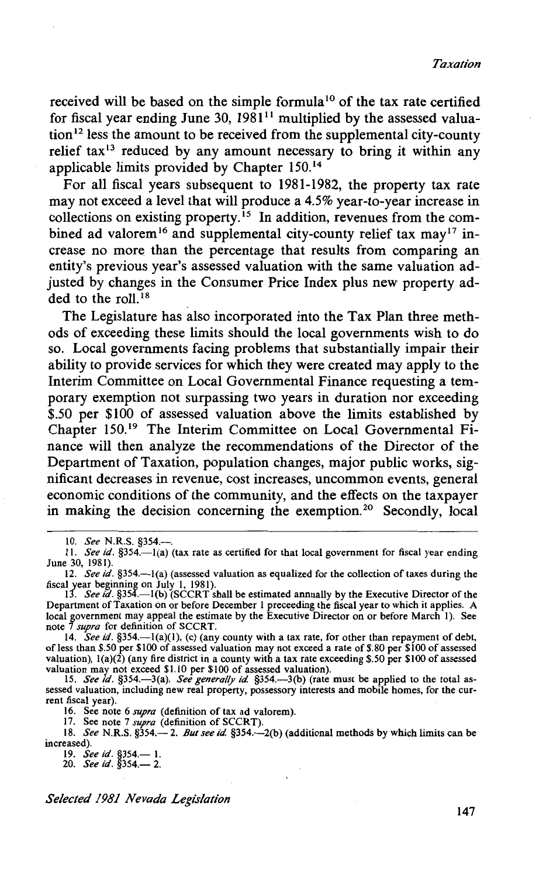received will be based on the simple formula[10] of the tax rate certified for fiscal year ending June 30, 1981[11] multiplied by the assessed valuation[12] less the amount to be received from the supplemental city-county relief tax[13] reduced by any amount necessary to bring it within any applicable limits provided by Chapter 150.[14]

For all fiscal years subsequent to 1981-1982, the property tax rate may not exceed a level that will produce a 4.5% year-to-year increase in collections on existing property.[15] In addition, revenues from the combined ad valorem[16] and supplemental city-county relief tax may[17] increase no more than the percentage that results from comparing an entity's previous year's assessed valuation with the same valuation adjusted by changes in the Consumer Price Index plus new property added to the roll.[18]

The Legislature has also incorporated into the Tax Plan three methods of exceeding these limits should the local governments wish to do so. Local governments facing problems that substantially impair their ability to provide services for which they were created may apply to the Interim Committee on Local Governmental Finance requesting a temporary exemption not surpassing two years in duration nor exceeding $.50 per $100 of assessed valuation above the limits established by Chapter 150.[19] The Interim Committee on Local Governmental Finance will then analyze the recommendations of the Director of the Department of Taxation, population changes, major public works, significant decreases in revenue, cost increases, uncommon events, general economic conditions of the community, and the effects on the taxpayer in making the decision concerning the exemption.[20] Secondly, local

---

10. *See* N.R.S. §354.—.

11. *See id.* §354.—1(a) (tax rate as certified for that local government for fiscal year ending June 30, 1981).

12. *See id.* §354.—1(a) (assessed valuation as equalized for the collection of taxes during the fiscal year beginning on July 1, 1981).

13. *See id.* §354.—1(b) (SCCRT shall be estimated annually by the Executive Director of the Department of Taxation on or before December 1 preceeding the fiscal year to which it applies. A local government may appeal the estimate by the Executive Director on or before March 1). See note 7 *supra* for definition of SCCRT.

14. *See id.* §354.—1(a)(1), (c) (any county with a tax rate, for other than repayment of debt, of less than $.50 per $100 of assessed valuation may not exceed a rate of $.80 per $100 of assessed valuation), 1(a)(2) (any fire district in a county with a tax rate exceeding $.50 per $100 of assessed valuation may not exceed $1.10 per $100 of assessed valuation).

15. *See id.* §354.—3(a). *See generally id.* §354.—3(b) (rate must be applied to the total assessed valuation, including new real property, possessory interests and mobile homes, for the current fiscal year).

16. See note 6 *supra* (definition of tax ad valorem).

17. See note 7 *supra* (definition of SCCRT).

18. *See* N.R.S. §354.— 2. *But see id.* §354.—2(b) (additional methods by which limits can be increased).

19. *See id.* §354.— 1.

20. *See id.* §354.— 2.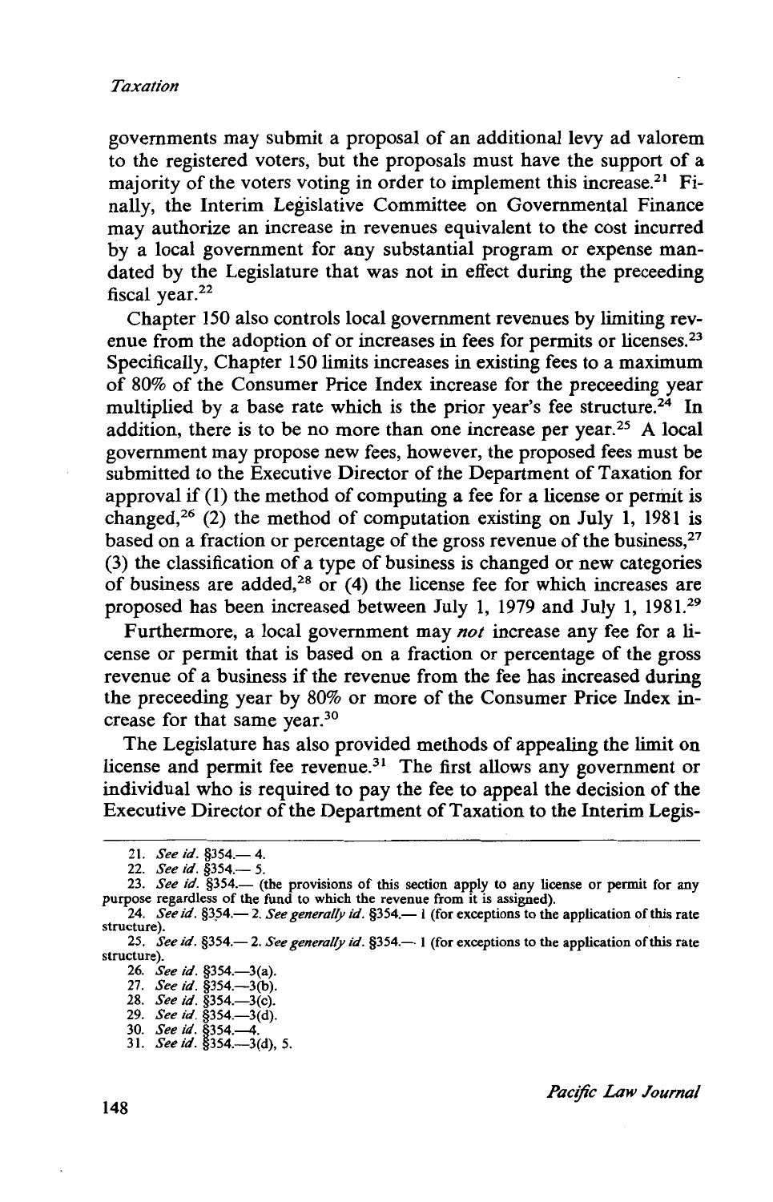governments may submit a proposal of an additional levy ad valorem to the registered voters, but the proposals must have the support of a majority of the voters voting in order to implement this increase.[21] Finally, the Interim Legislative Committee on Governmental Finance may authorize an increase in revenues equivalent to the cost incurred by a local government for any substantial program or expense mandated by the Legislature that was not in effect during the preceeding fiscal year.[22]

Chapter 150 also controls local government revenues by limiting revenue from the adoption of or increases in fees for permits or licenses.[23] Specifically, Chapter 150 limits increases in existing fees to a maximum of 80% of the Consumer Price Index increase for the preceeding year multiplied by a base rate which is the prior year's fee structure.[24] In addition, there is to be no more than one increase per year.[25] A local government may propose new fees, however, the proposed fees must be submitted to the Executive Director of the Department of Taxation for approval if (1) the method of computing a fee for a license or permit is changed,[26] (2) the method of computation existing on July 1, 1981 is based on a fraction or percentage of the gross revenue of the business,[27] (3) the classification of a type of business is changed or new categories of business are added,[28] or (4) the license fee for which increases are proposed has been increased between July 1, 1979 and July 1, 1981.[29]

Furthermore, a local government may *not* increase any fee for a license or permit that is based on a fraction or percentage of the gross revenue of a business if the revenue from the fee has increased during the preceeding year by 80% or more of the Consumer Price Index increase for that same year.[30]

The Legislature has also provided methods of appealing the limit on license and permit fee revenue.[31] The first allows any government or individual who is required to pay the fee to appeal the decision of the Executive Director of the Department of Taxation to the Interim Legis-

---

21. *See id.* §354.— 4.
22. *See id.* §354.— 5.
23. *See id.* §354.— (the provisions of this section apply to any license or permit for any purpose regardless of the fund to which the revenue from it is assigned).
24. *See id.* §354.— 2. *See generally id.* §354.— 1 (for exceptions to the application of this rate structure).
25. *See id.* §354.— 2. *See generally id.* §354.— 1 (for exceptions to the application of this rate structure).
26. *See id.* §354.—3(a).
27. *See id.* §354.—3(b).
28. *See id.* §354.—3(c).
29. *See id.* §354.—3(d).
30. *See id.* §354.—4.
31. *See id.* §354.—3(d), 5.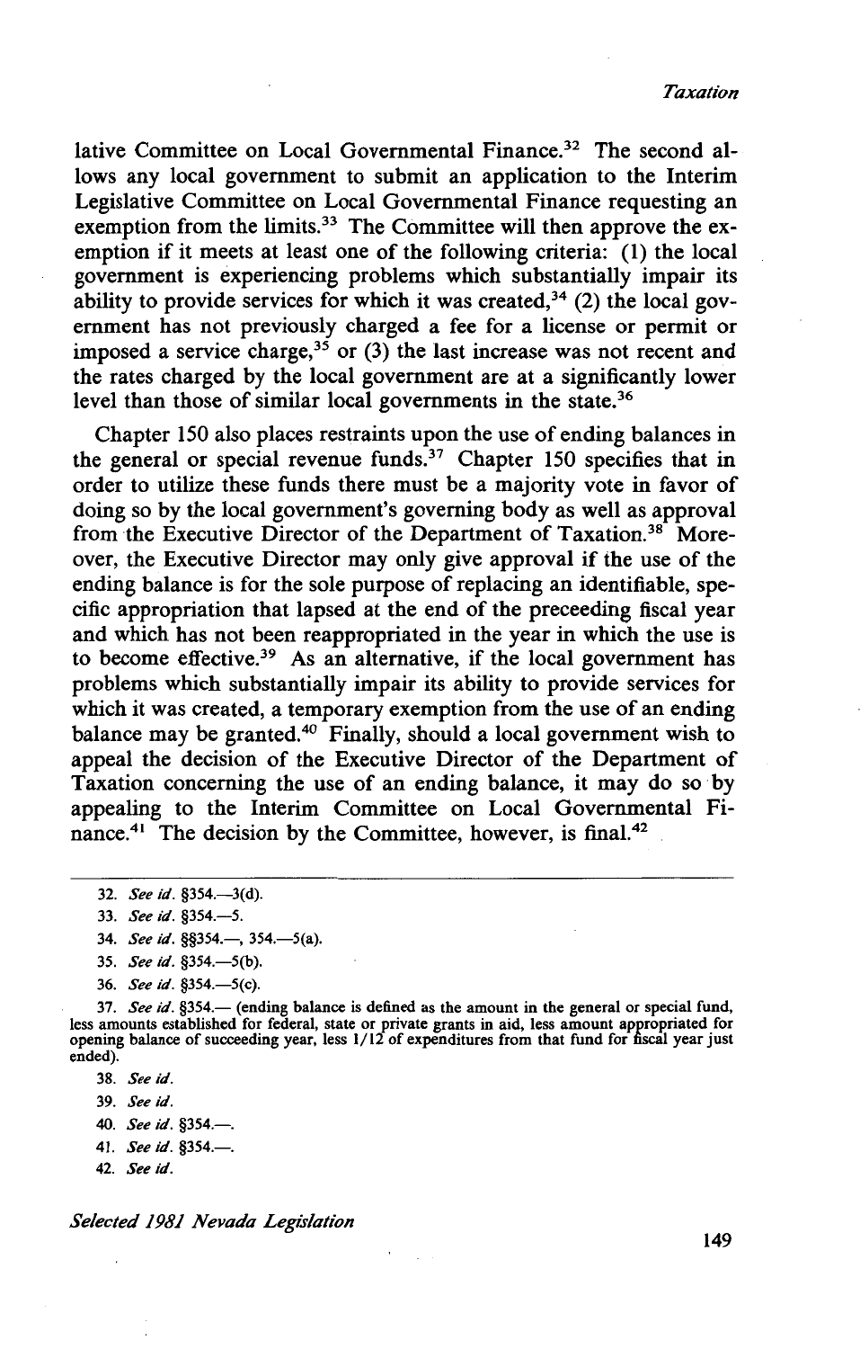lative Committee on Local Governmental Finance.[32] The second allows any local government to submit an application to the Interim Legislative Committee on Local Governmental Finance requesting an exemption from the limits.[33] The Committee will then approve the exemption if it meets at least one of the following criteria: (1) the local government is experiencing problems which substantially impair its ability to provide services for which it was created,[34] (2) the local government has not previously charged a fee for a license or permit or imposed a service charge,[35] or (3) the last increase was not recent and the rates charged by the local government are at a significantly lower level than those of similar local governments in the state.[36]

Chapter 150 also places restraints upon the use of ending balances in the general or special revenue funds.[37] Chapter 150 specifies that in order to utilize these funds there must be a majority vote in favor of doing so by the local government's governing body as well as approval from the Executive Director of the Department of Taxation.[38] Moreover, the Executive Director may only give approval if the use of the ending balance is for the sole purpose of replacing an identifiable, specific appropriation that lapsed at the end of the preceeding fiscal year and which has not been reappropriated in the year in which the use is to become effective.[39] As an alternative, if the local government has problems which substantially impair its ability to provide services for which it was created, a temporary exemption from the use of an ending balance may be granted.[40] Finally, should a local government wish to appeal the decision of the Executive Director of the Department of Taxation concerning the use of an ending balance, it may do so by appealing to the Interim Committee on Local Governmental Finance.[41] The decision by the Committee, however, is final.[42]

---

32. *See id.* §354.—3(d).
33. *See id.* §354.—5.
34. *See id.* §§354.—, 354.—5(a).
35. *See id.* §354.—5(b).
36. *See id.* §354.—5(c).
37. *See id.* §354.— (ending balance is defined as the amount in the general or special fund, less amounts established for federal, state or private grants in aid, less amount appropriated for opening balance of succeeding year, less 1/12 of expenditures from that fund for fiscal year just ended).
38. *See id.*
39. *See id.*
40. *See id.* §354.—.
41. *See id.* §354.—.
42. *See id.*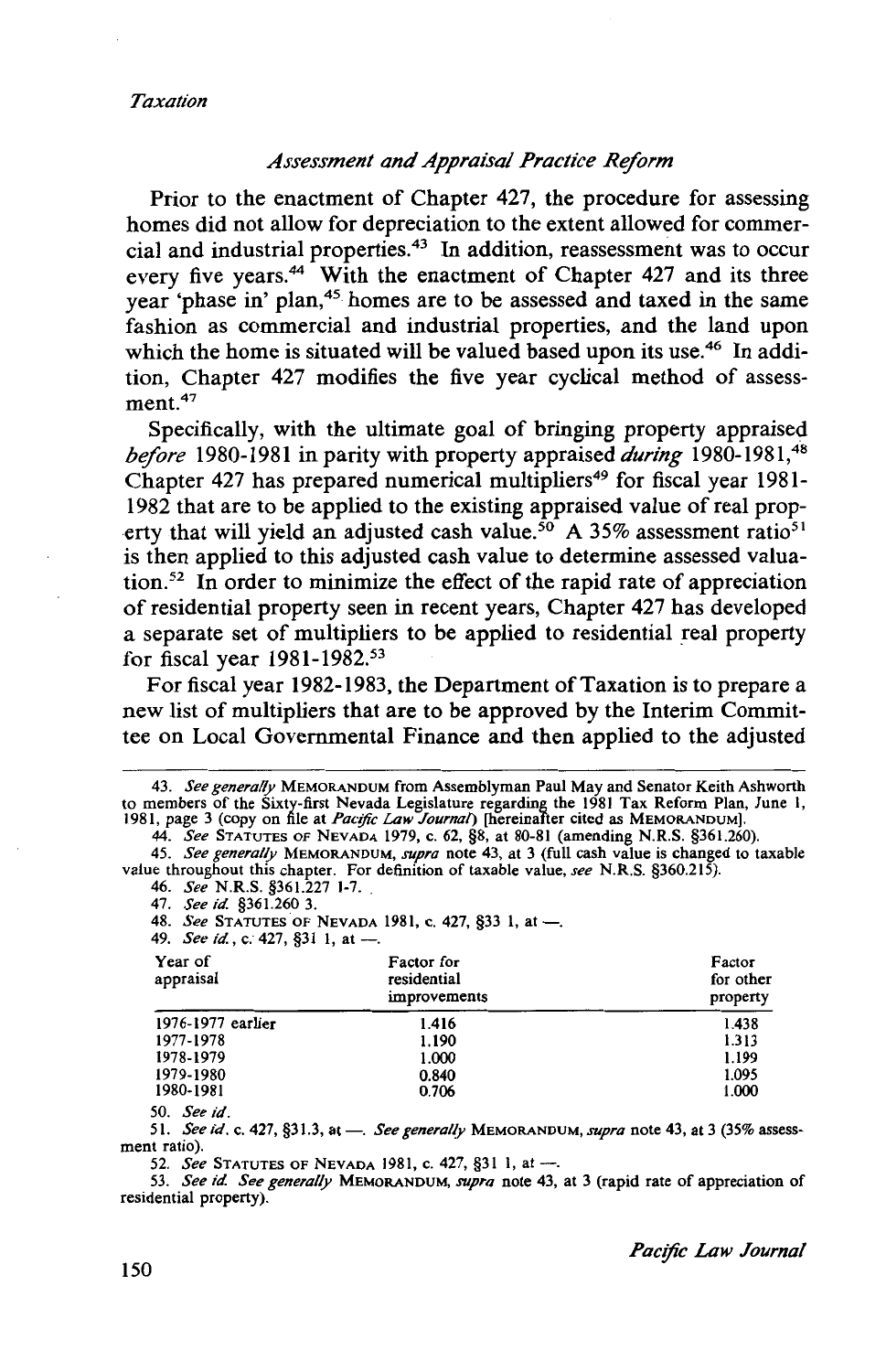### *Assessment and Appraisal Practice Reform*

Prior to the enactment of Chapter 427, the procedure for assessing homes did not allow for depreciation to the extent allowed for commercial and industrial properties.[43] In addition, reassessment was to occur every five years.[44] With the enactment of Chapter 427 and its three year 'phase in' plan,[45] homes are to be assessed and taxed in the same fashion as commercial and industrial properties, and the land upon which the home is situated will be valued based upon its use.[46] In addition, Chapter 427 modifies the five year cyclical method of assessment.[47]

Specifically, with the ultimate goal of bringing property appraised *before* 1980-1981 in parity with property appraised *during* 1980-1981,[48] Chapter 427 has prepared numerical multipliers[49] for fiscal year 1981-1982 that are to be applied to the existing appraised value of real property that will yield an adjusted cash value.[50] A 35% assessment ratio[51] is then applied to this adjusted cash value to determine assessed valuation.[52] In order to minimize the effect of the rapid rate of appreciation of residential property seen in recent years, Chapter 427 has developed a separate set of multipliers to be applied to residential real property for fiscal year 1981-1982.[53]

For fiscal year 1982-1983, the Department of Taxation is to prepare a new list of multipliers that are to be approved by the Interim Committee on Local Governmental Finance and then applied to the adjusted

---

43. *See generally* MEMORANDUM from Assemblyman Paul May and Senator Keith Ashworth to members of the Sixty-first Nevada Legislature regarding the 1981 Tax Reform Plan, June 1, 1981, page 3 (copy on file at *Pacific Law Journal*) [hereinafter cited as MEMORANDUM].

44. *See* STATUTES OF NEVADA 1979, c. 62, §8, at 80-81 (amending N.R.S. §361.260).

45. *See generally* MEMORANDUM, *supra* note 43, at 3 (full cash value is changed to taxable value throughout this chapter. For definition of taxable value, *see* N.R.S. §360.215).

46. *See* N.R.S. §361.227 1-7.

47. *See id.* §361.260 3.

48. *See* STATUTES OF NEVADA 1981, c. 427, §33 1, at —.

49. *See id.*, c. 427, §31 1, at —.

| Year of appraisal | Factor for residential improvements | Factor for other property |
|---|---|---|
| 1976-1977 earlier | 1.416 | 1.438 |
| 1977-1978 | 1.190 | 1.313 |
| 1978-1979 | 1.000 | 1.199 |
| 1979-1980 | 0.840 | 1.095 |
| 1980-1981 | 0.706 | 1.000 |

50. *See id.*

51. *See id.* c. 427, §31.3, at —. *See generally* MEMORANDUM, *supra* note 43, at 3 (35% assessment ratio).

52. *See* STATUTES OF NEVADA 1981, c. 427, §31 1, at —.

53. *See id. See generally* MEMORANDUM, *supra* note 43, at 3 (rapid rate of appreciation of residential property).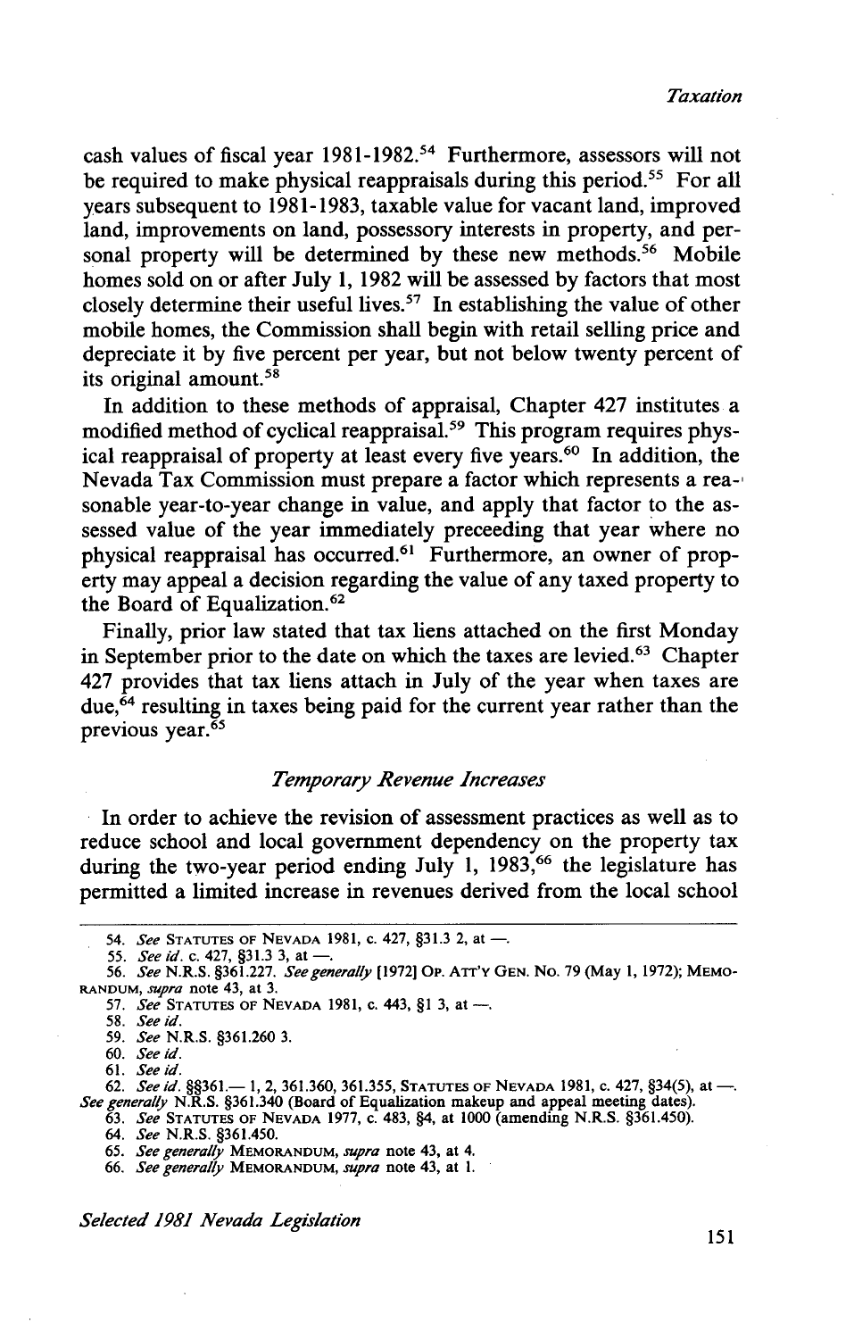cash values of fiscal year 1981-1982.[54] Furthermore, assessors will not be required to make physical reappraisals during this period.[55] For all years subsequent to 1981-1983, taxable value for vacant land, improved land, improvements on land, possessory interests in property, and personal property will be determined by these new methods.[56] Mobile homes sold on or after July 1, 1982 will be assessed by factors that most closely determine their useful lives.[57] In establishing the value of other mobile homes, the Commission shall begin with retail selling price and depreciate it by five percent per year, but not below twenty percent of its original amount.[58]

In addition to these methods of appraisal, Chapter 427 institutes a modified method of cyclical reappraisal.[59] This program requires physical reappraisal of property at least every five years.[60] In addition, the Nevada Tax Commission must prepare a factor which represents a reasonable year-to-year change in value, and apply that factor to the assessed value of the year immediately preceeding that year where no physical reappraisal has occurred.[61] Furthermore, an owner of property may appeal a decision regarding the value of any taxed property to the Board of Equalization.[62]

Finally, prior law stated that tax liens attached on the first Monday in September prior to the date on which the taxes are levied.[63] Chapter 427 provides that tax liens attach in July of the year when taxes are due,[64] resulting in taxes being paid for the current year rather than the previous year.[65]

### *Temporary Revenue Increases*

In order to achieve the revision of assessment practices as well as to reduce school and local government dependency on the property tax during the two-year period ending July 1, 1983,[66] the legislature has permitted a limited increase in revenues derived from the local school

---

54. *See* STATUTES OF NEVADA 1981, c. 427, §31.3 2, at —.

55. *See id.* c. 427, §31.3 3, at —.

56. *See* N.R.S. §361.227. *See generally* [1972] OP. ATT'Y GEN. NO. 79 (May 1, 1972); MEMORANDUM, *supra* note 43, at 3.

57. *See* STATUTES OF NEVADA 1981, c. 443, §1 3, at —.

58. *See id.*

59. *See* N.R.S. §361.260 3.

60. *See id.*

61. *See id.*

62. *See id.* §§361.— 1, 2, 361.360, 361.355, STATUTES OF NEVADA 1981, c. 427, §34(5), at —. *See generally* N.R.S. §361.340 (Board of Equalization makeup and appeal meeting dates).

63. *See* STATUTES OF NEVADA 1977, c. 483, §4, at 1000 (amending N.R.S. §361.450).

64. *See* N.R.S. §361.450.

65. *See generally* MEMORANDUM, *supra* note 43, at 4.

66. *See generally* MEMORANDUM, *supra* note 43, at 1.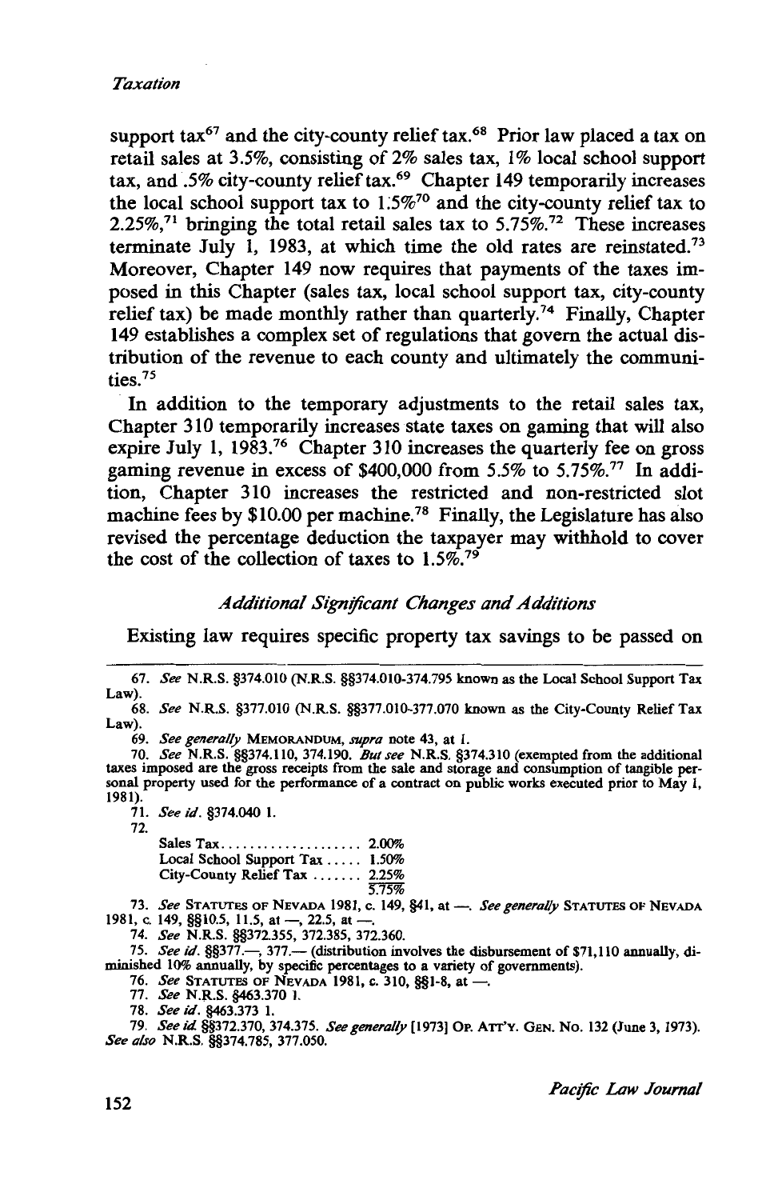support tax[67] and the city-county relief tax.[68] Prior law placed a tax on retail sales at 3.5%, consisting of 2% sales tax, 1% local school support tax, and .5% city-county relief tax.[69] Chapter 149 temporarily increases the local school support tax to 1.5%[70] and the city-county relief tax to 2.25%,[71] bringing the total retail sales tax to 5.75%.[72] These increases terminate July 1, 1983, at which time the old rates are reinstated.[73] Moreover, Chapter 149 now requires that payments of the taxes imposed in this Chapter (sales tax, local school support tax, city-county relief tax) be made monthly rather than quarterly.[74] Finally, Chapter 149 establishes a complex set of regulations that govern the actual distribution of the revenue to each county and ultimately the communities.[75]

In addition to the temporary adjustments to the retail sales tax, Chapter 310 temporarily increases state taxes on gaming that will also expire July 1, 1983.[76] Chapter 310 increases the quarterly fee on gross gaming revenue in excess of $400,000 from 5.5% to 5.75%.[77] In addition, Chapter 310 increases the restricted and non-restricted slot machine fees by $10.00 per machine.[78] Finally, the Legislature has also revised the percentage deduction the taxpayer may withhold to cover the cost of the collection of taxes to 1.5%.[79]

### *Additional Significant Changes and Additions*

Existing law requires specific property tax savings to be passed on

---

67. *See* N.R.S. §374.010 (N.R.S. §§374.010-374.795 known as the Local School Support Tax Law).

68. *See* N.R.S. §377.010 (N.R.S. §§377.010-377.070 known as the City-County Relief Tax Law).

69. *See generally* MEMORANDUM, *supra* note 43, at 1.

70. *See* N.R.S. §§374.110, 374.190. *But see* N.R.S. §374.310 (exempted from the additional taxes imposed are the gross receipts from the sale and storage and consumption of tangible personal property used for the performance of a contract on public works executed prior to May 1, 1981).

71. *See id.* §374.040 1.

72.

| | |
|---|---|
| Sales Tax .................... | 2.00% |
| Local School Support Tax ..... | 1.50% |
| City-County Relief Tax ....... | 2.25% |
| | 5.75% |

73. *See* STATUTES OF NEVADA 1981, c. 149, §41, at —. *See generally* STATUTES OF NEVADA 1981, c. 149, §§10.5, 11.5, at —, 22.5, at —.

74. *See* N.R.S. §§372.355, 372.385, 372.360.

75. *See id.* §§377.—, 377.— (distribution involves the disbursement of $71,110 annually, diminished 10% annually, by specific percentages to a variety of governments).

76. *See* STATUTES OF NEVADA 1981, c. 310, §§1-8, at —.

77. *See* N.R.S. §463.370 1.

78. *See id.* §463.373 1.

79. *See id.* §§372.370, 374.375. *See generally* [1973] OP. ATT'Y. GEN. NO. 132 (June 3, 1973). *See also* N.R.S. §§374.785, 377.050.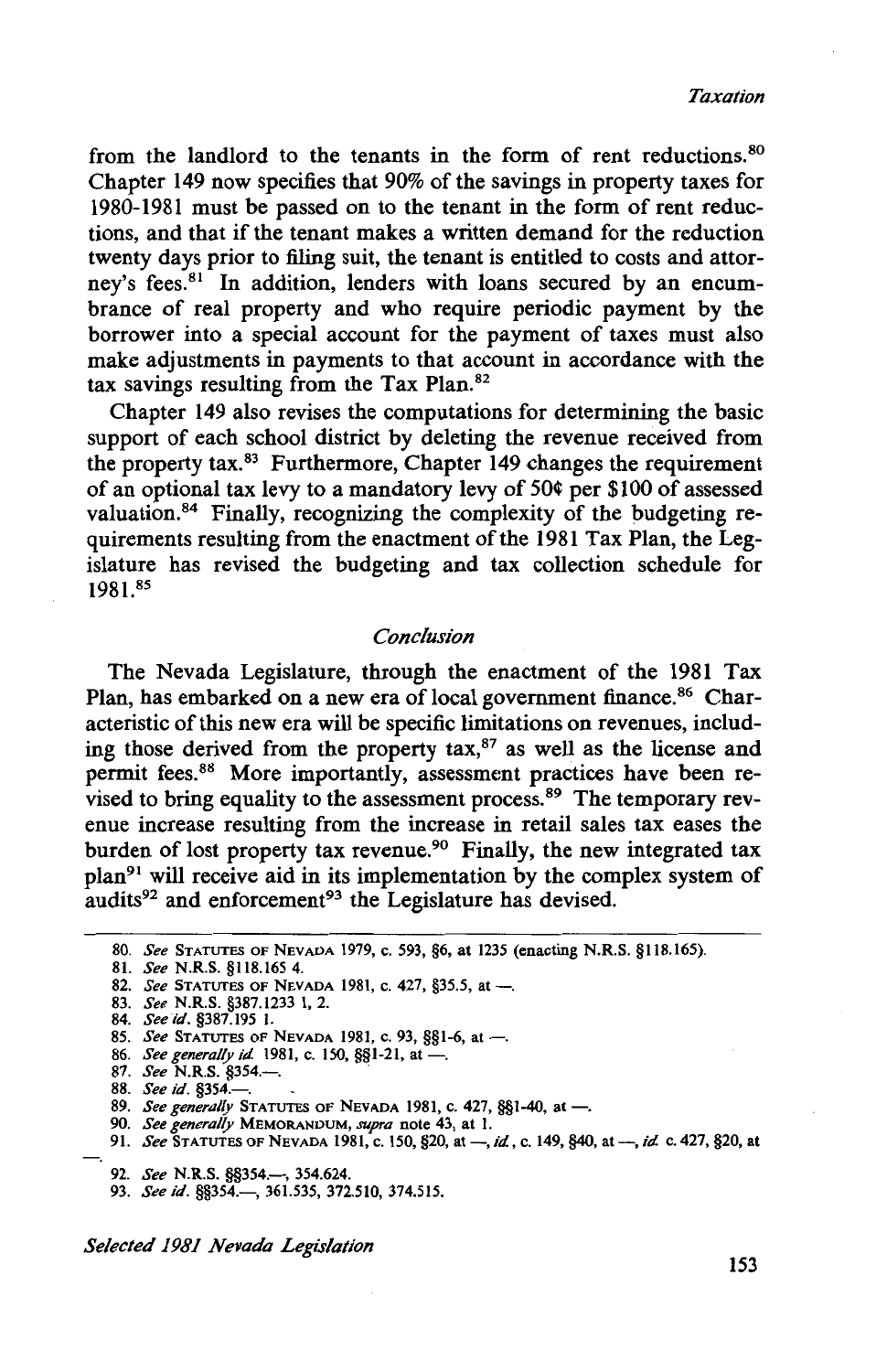from the landlord to the tenants in the form of rent reductions.[80] Chapter 149 now specifies that 90% of the savings in property taxes for 1980-1981 must be passed on to the tenant in the form of rent reductions, and that if the tenant makes a written demand for the reduction twenty days prior to filing suit, the tenant is entitled to costs and attorney's fees.[81] In addition, lenders with loans secured by an encumbrance of real property and who require periodic payment by the borrower into a special account for the payment of taxes must also make adjustments in payments to that account in accordance with the tax savings resulting from the Tax Plan.[82]

Chapter 149 also revises the computations for determining the basic support of each school district by deleting the revenue received from the property tax.[83] Furthermore, Chapter 149 changes the requirement of an optional tax levy to a mandatory levy of 50¢ per $100 of assessed valuation.[84] Finally, recognizing the complexity of the budgeting requirements resulting from the enactment of the 1981 Tax Plan, the Legislature has revised the budgeting and tax collection schedule for 1981.[85]

## *Conclusion*

The Nevada Legislature, through the enactment of the 1981 Tax Plan, has embarked on a new era of local government finance.[86] Characteristic of this new era will be specific limitations on revenues, including those derived from the property tax,[87] as well as the license and permit fees.[88] More importantly, assessment practices have been revised to bring equality to the assessment process.[89] The temporary revenue increase resulting from the increase in retail sales tax eases the burden of lost property tax revenue.[90] Finally, the new integrated tax plan[91] will receive aid in its implementation by the complex system of audits[92] and enforcement[93] the Legislature has devised.

---

80. *See* STATUTES OF NEVADA 1979, c. 593, §6, at 1235 (enacting N.R.S. §118.165).
81. *See* N.R.S. §118.165 4.
82. *See* STATUTES OF NEVADA 1981, c. 427, §35.5, at —.
83. *See* N.R.S. §387.1233 1, 2.
84. *See id.* §387.195 1.
85. *See* STATUTES OF NEVADA 1981, c. 93, §§1-6, at —.
86. *See generally id.* 1981, c. 150, §§1-21, at —.
87. *See* N.R.S. §354.—.
88. *See id.* §354.—.
89. *See generally* STATUTES OF NEVADA 1981, c. 427, §§1-40, at —.
90. *See generally* MEMORANDUM, *supra* note 43, at 1.
91. *See* STATUTES OF NEVADA 1981, c. 150, §20, at —, *id.*, c. 149, §40, at —, *id.* c. 427, §20, at —.
92. *See* N.R.S. §§354.—, 354.624.
93. *See id.* §§354.—, 361.535, 372.510, 374.515.